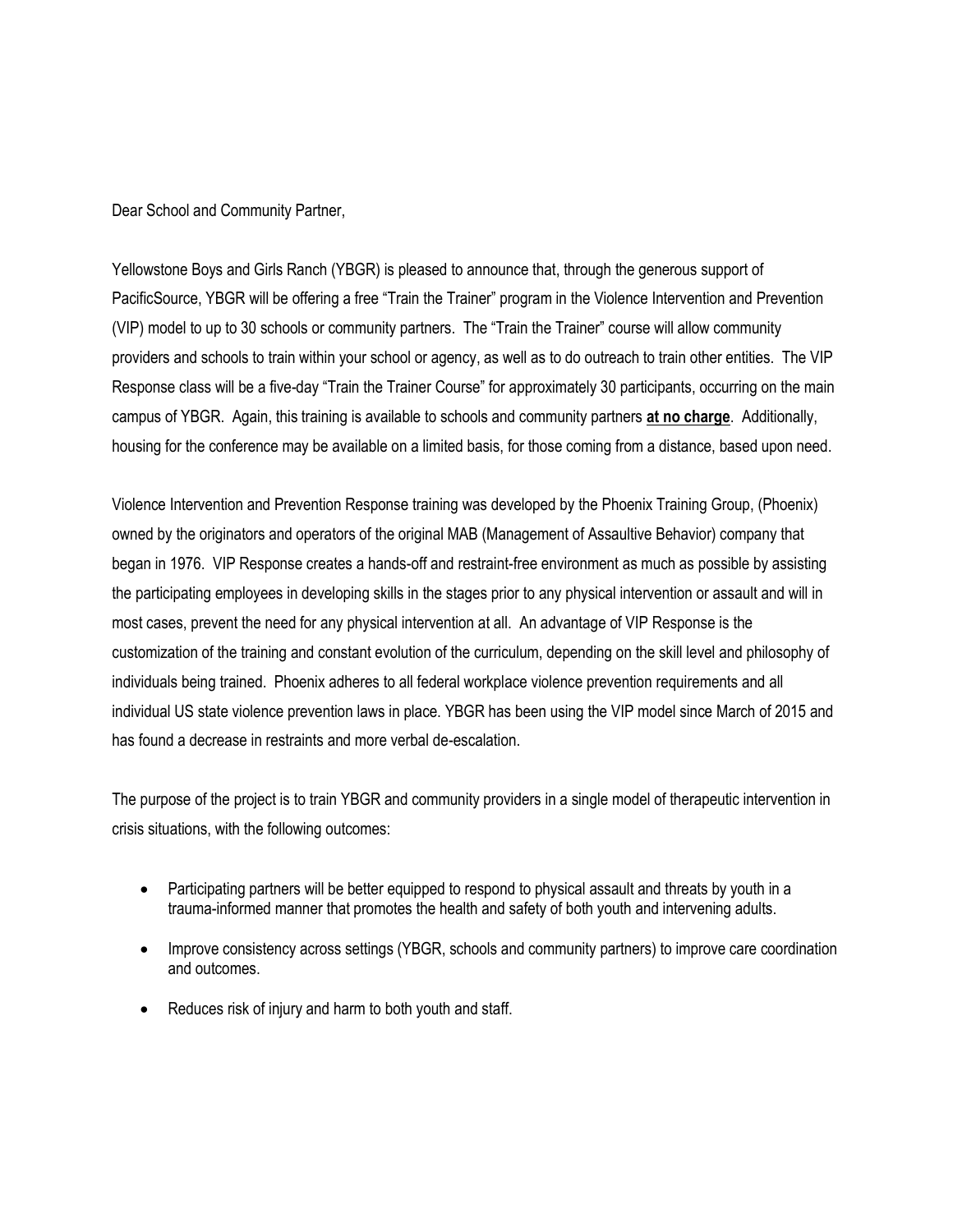Dear School and Community Partner,

Yellowstone Boys and Girls Ranch (YBGR) is pleased to announce that, through the generous support of PacificSource, YBGR will be offering a free "Train the Trainer" program in the Violence Intervention and Prevention (VIP) model to up to 30 schools or community partners. The "Train the Trainer" course will allow community providers and schools to train within your school or agency, as well as to do outreach to train other entities. The VIP Response class will be a five-day "Train the Trainer Course" for approximately 30 participants, occurring on the main campus of YBGR. Again, this training is available to schools and community partners **at no charge**. Additionally, housing for the conference may be available on a limited basis, for those coming from a distance, based upon need.

Violence Intervention and Prevention Response training was developed by the Phoenix Training Group, (Phoenix) owned by the originators and operators of the original MAB (Management of Assaultive Behavior) company that began in 1976. VIP Response creates a hands-off and restraint-free environment as much as possible by assisting the participating employees in developing skills in the stages prior to any physical intervention or assault and will in most cases, prevent the need for any physical intervention at all. An advantage of VIP Response is the customization of the training and constant evolution of the curriculum, depending on the skill level and philosophy of individuals being trained. Phoenix adheres to all federal workplace violence prevention requirements and all individual US state violence prevention laws in place. YBGR has been using the VIP model since March of 2015 and has found a decrease in restraints and more verbal de-escalation.

The purpose of the project is to train YBGR and community providers in a single model of therapeutic intervention in crisis situations, with the following outcomes:

- Participating partners will be better equipped to respond to physical assault and threats by youth in a trauma-informed manner that promotes the health and safety of both youth and intervening adults.
- Improve consistency across settings (YBGR, schools and community partners) to improve care coordination and outcomes.
- Reduces risk of injury and harm to both youth and staff.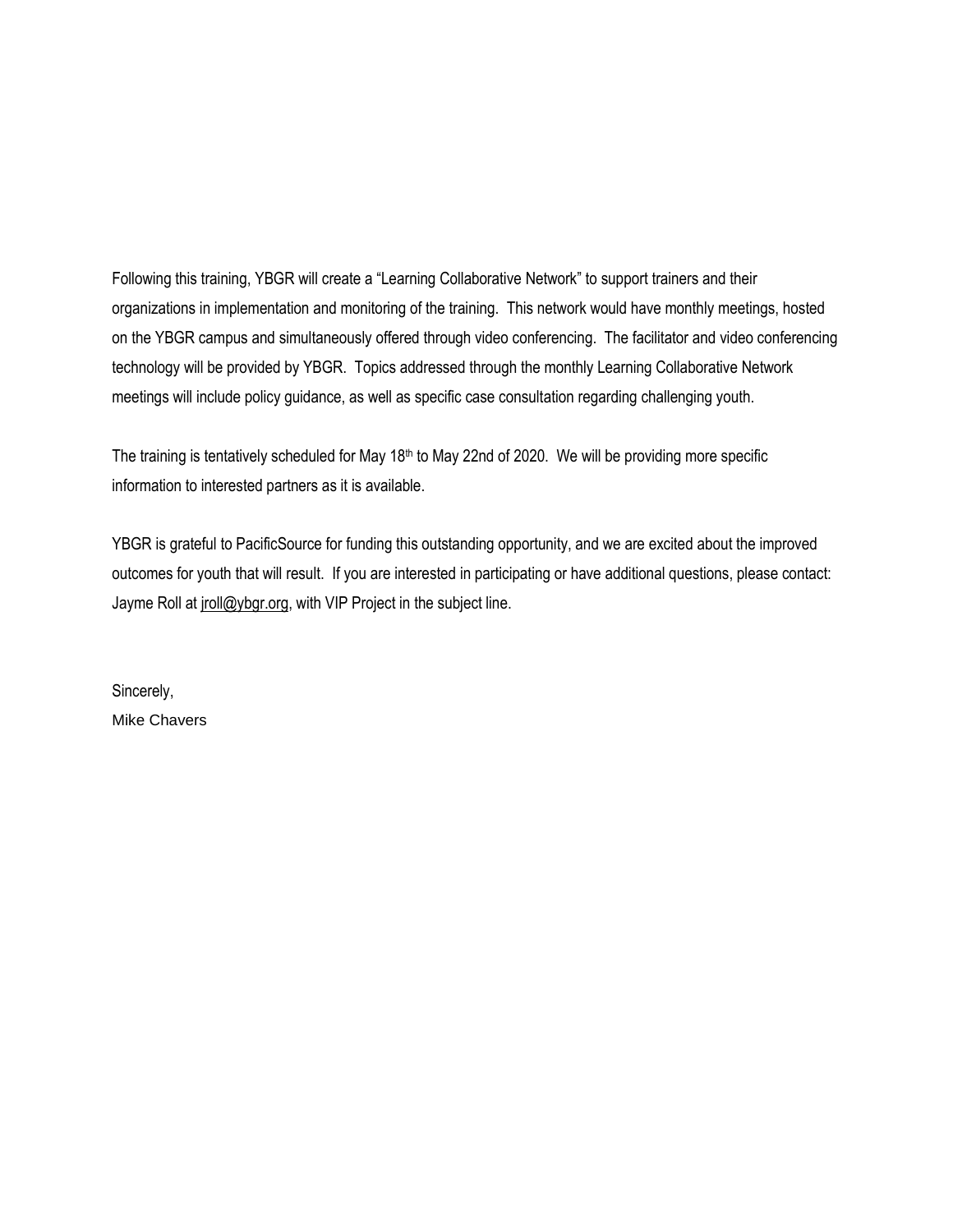Following this training, YBGR will create a "Learning Collaborative Network" to support trainers and their organizations in implementation and monitoring of the training. This network would have monthly meetings, hosted on the YBGR campus and simultaneously offered through video conferencing. The facilitator and video conferencing technology will be provided by YBGR. Topics addressed through the monthly Learning Collaborative Network meetings will include policy guidance, as well as specific case consultation regarding challenging youth.

The training is tentatively scheduled for May 18th to May 22nd of 2020. We will be providing more specific information to interested partners as it is available.

YBGR is grateful to PacificSource for funding this outstanding opportunity, and we are excited about the improved outcomes for youth that will result. If you are interested in participating or have additional questions, please contact: Jayme Roll at jroll@ybgr.org, with VIP Project in the subject line.

Sincerely,
Mike Chavers